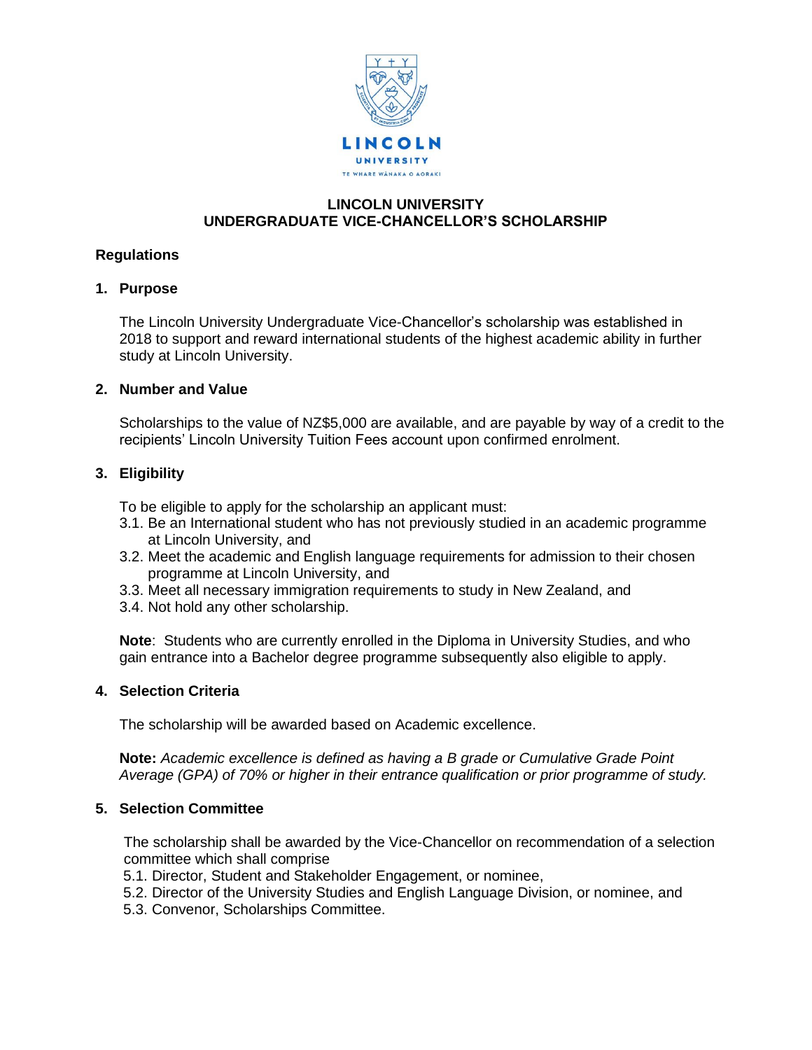# LINCOLN UNIVERSITY
# UNDERGRADUATE VICE-CHANCELLOR'S SCHOLARSHIP

## Regulations

### 1. Purpose

The Lincoln University Undergraduate Vice-Chancellor's scholarship was established in 2018 to support and reward international students of the highest academic ability in further study at Lincoln University.

### 2. Number and Value

Scholarships to the value of NZ$5,000 are available, and are payable by way of a credit to the recipients' Lincoln University Tuition Fees account upon confirmed enrolment.

### 3. Eligibility

To be eligible to apply for the scholarship an applicant must:

3.1. Be an International student who has not previously studied in an academic programme at Lincoln University, and
3.2. Meet the academic and English language requirements for admission to their chosen programme at Lincoln University, and
3.3. Meet all necessary immigration requirements to study in New Zealand, and
3.4. Not hold any other scholarship.

**Note**: Students who are currently enrolled in the Diploma in University Studies, and who gain entrance into a Bachelor degree programme subsequently also eligible to apply.

### 4. Selection Criteria

The scholarship will be awarded based on Academic excellence.

**Note:** *Academic excellence is defined as having a B grade or Cumulative Grade Point Average (GPA) of 70% or higher in their entrance qualification or prior programme of study.*

### 5. Selection Committee

The scholarship shall be awarded by the Vice-Chancellor on recommendation of a selection committee which shall comprise

5.1. Director, Student and Stakeholder Engagement, or nominee,
5.2. Director of the University Studies and English Language Division, or nominee, and
5.3. Convenor, Scholarships Committee.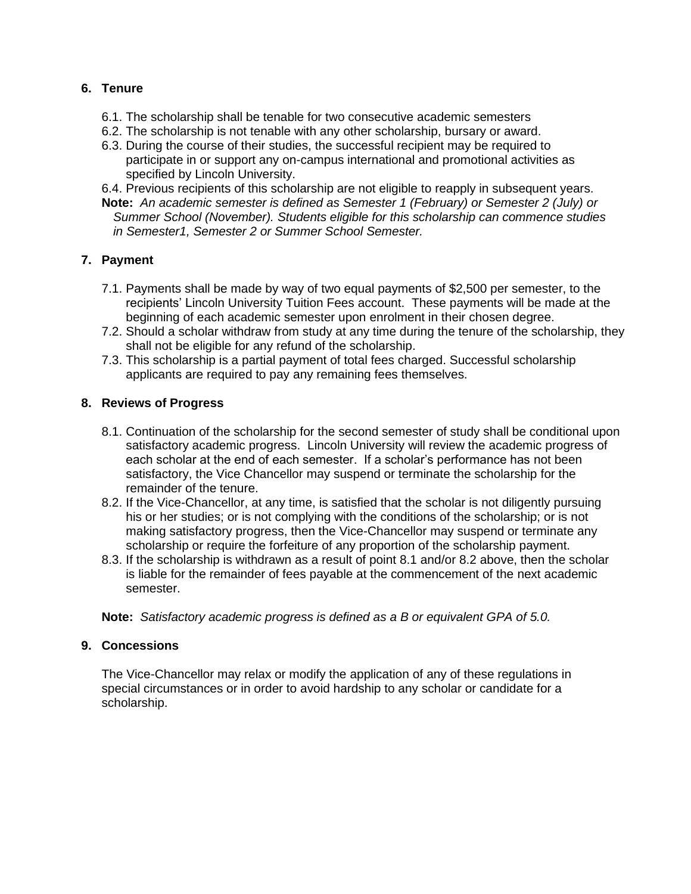## 6. Tenure

6.1. The scholarship shall be tenable for two consecutive academic semesters

6.2. The scholarship is not tenable with any other scholarship, bursary or award.

6.3. During the course of their studies, the successful recipient may be required to participate in or support any on-campus international and promotional activities as specified by Lincoln University.

6.4. Previous recipients of this scholarship are not eligible to reapply in subsequent years.

**Note:** *An academic semester is defined as Semester 1 (February) or Semester 2 (July) or Summer School (November). Students eligible for this scholarship can commence studies in Semester1, Semester 2 or Summer School Semester.*

## 7. Payment

7.1. Payments shall be made by way of two equal payments of $2,500 per semester, to the recipients' Lincoln University Tuition Fees account. These payments will be made at the beginning of each academic semester upon enrolment in their chosen degree.

7.2. Should a scholar withdraw from study at any time during the tenure of the scholarship, they shall not be eligible for any refund of the scholarship.

7.3. This scholarship is a partial payment of total fees charged. Successful scholarship applicants are required to pay any remaining fees themselves.

## 8. Reviews of Progress

8.1. Continuation of the scholarship for the second semester of study shall be conditional upon satisfactory academic progress. Lincoln University will review the academic progress of each scholar at the end of each semester. If a scholar's performance has not been satisfactory, the Vice Chancellor may suspend or terminate the scholarship for the remainder of the tenure.

8.2. If the Vice-Chancellor, at any time, is satisfied that the scholar is not diligently pursuing his or her studies; or is not complying with the conditions of the scholarship; or is not making satisfactory progress, then the Vice-Chancellor may suspend or terminate any scholarship or require the forfeiture of any proportion of the scholarship payment.

8.3. If the scholarship is withdrawn as a result of point 8.1 and/or 8.2 above, then the scholar is liable for the remainder of fees payable at the commencement of the next academic semester.

**Note:** *Satisfactory academic progress is defined as a B or equivalent GPA of 5.0.*

## 9. Concessions

The Vice-Chancellor may relax or modify the application of any of these regulations in special circumstances or in order to avoid hardship to any scholar or candidate for a scholarship.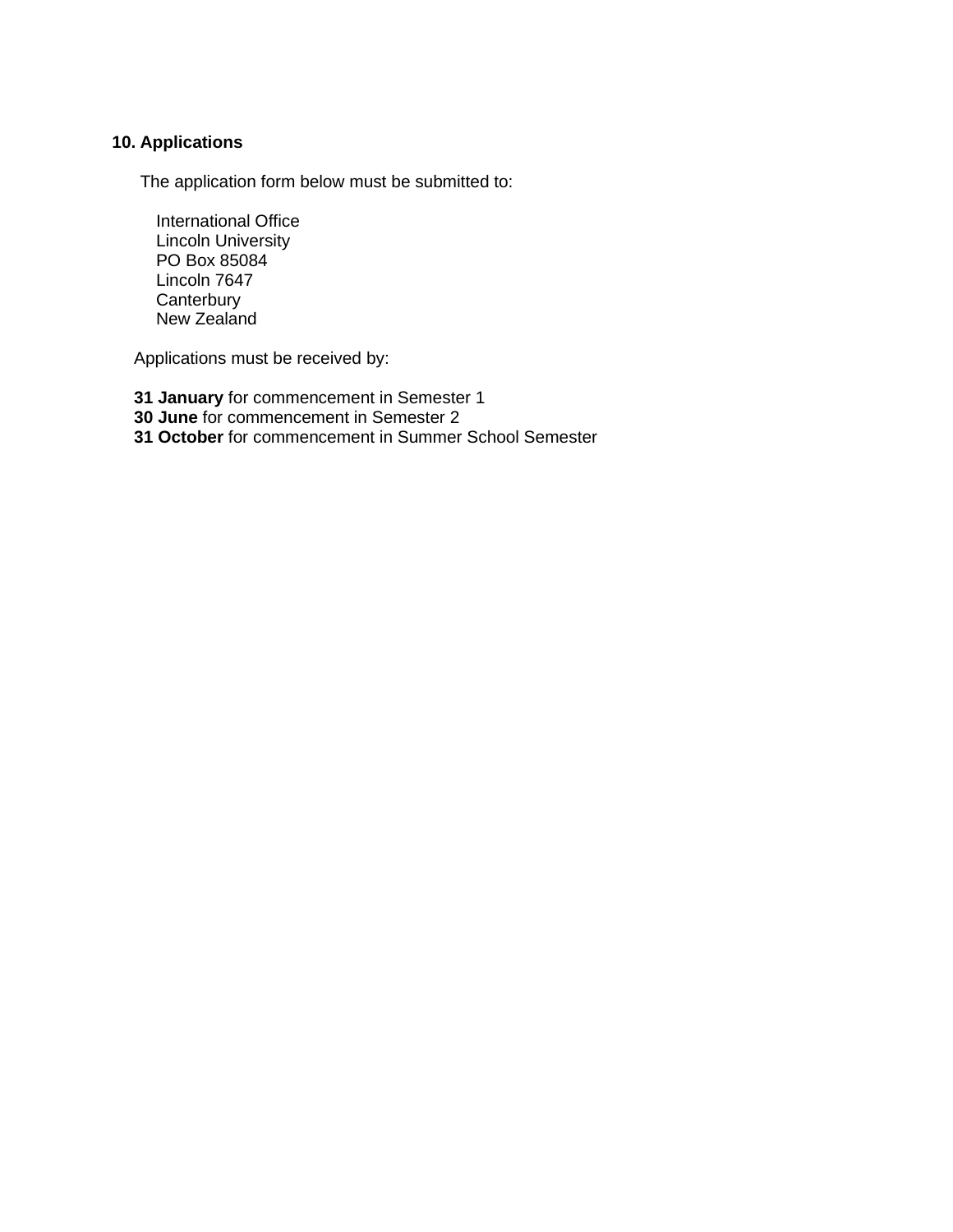## 10. Applications

The application form below must be submitted to:

International Office  
Lincoln University  
PO Box 85084  
Lincoln 7647  
Canterbury  
New Zealand

Applications must be received by:

**31 January** for commencement in Semester 1  
**30 June** for commencement in Semester 2  
**31 October** for commencement in Summer School Semester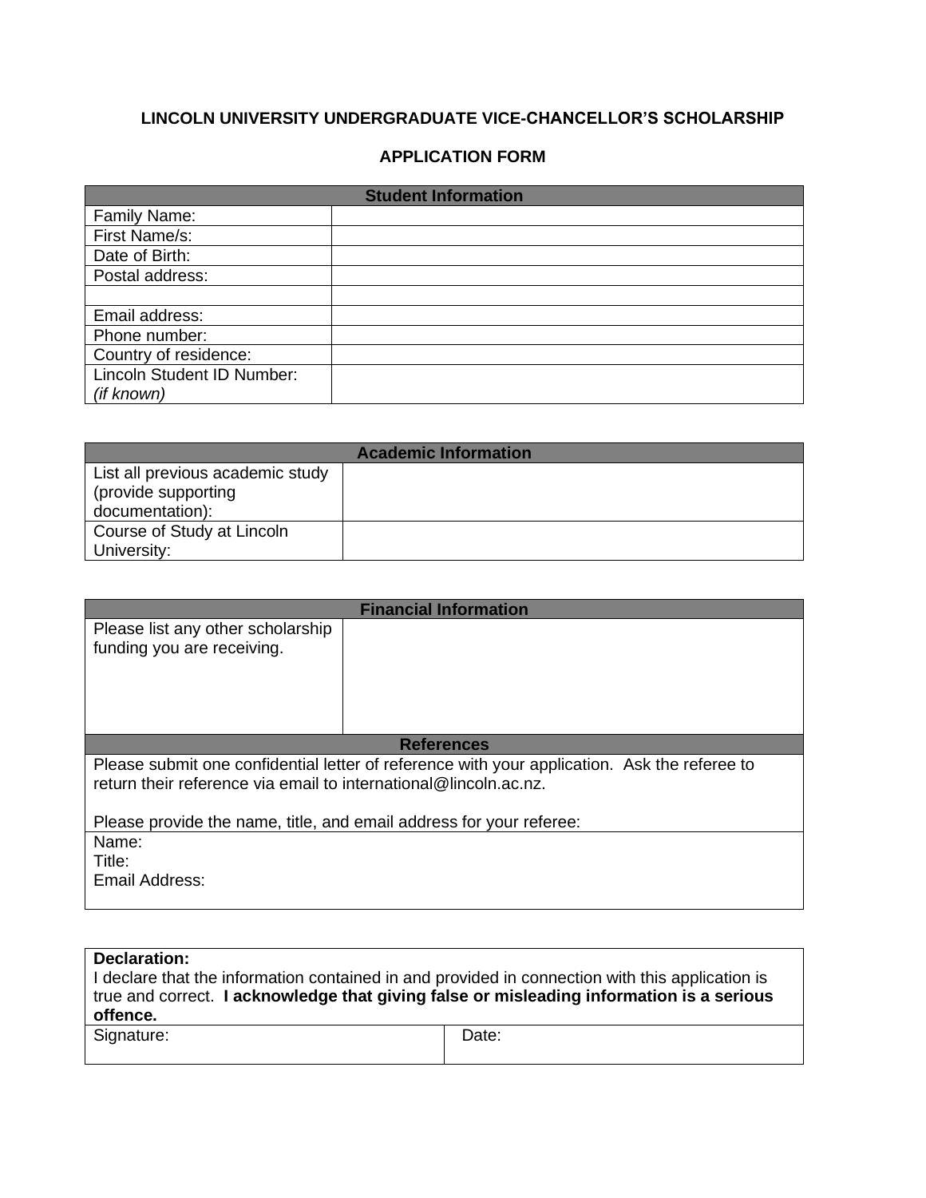**LINCOLN UNIVERSITY UNDERGRADUATE VICE-CHANCELLOR'S SCHOLARSHIP**

**APPLICATION FORM**

| **Student Information** | |
|---|---|
| Family Name: | |
| First Name/s: | |
| Date of Birth: | |
| Postal address: | |
| | |
| Email address: | |
| Phone number: | |
| Country of residence: | |
| Lincoln Student ID Number: *(if known)* | |

| **Academic Information** | |
|---|---|
| List all previous academic study (provide supporting documentation): | |
| Course of Study at Lincoln University: | |

| **Financial Information** | |
|---|---|
| Please list any other scholarship funding you are receiving. | |
| **References** | |
| Please submit one confidential letter of reference with your application. Ask the referee to return their reference via email to international@lincoln.ac.nz.<br><br>Please provide the name, title, and email address for your referee: | |
| Name:<br>Title:<br>Email Address: | |

| **Declaration:**<br>I declare that the information contained in and provided in connection with this application is true and correct. **I acknowledge that giving false or misleading information is a serious offence.** | |
|---|---|
| Signature: | Date: |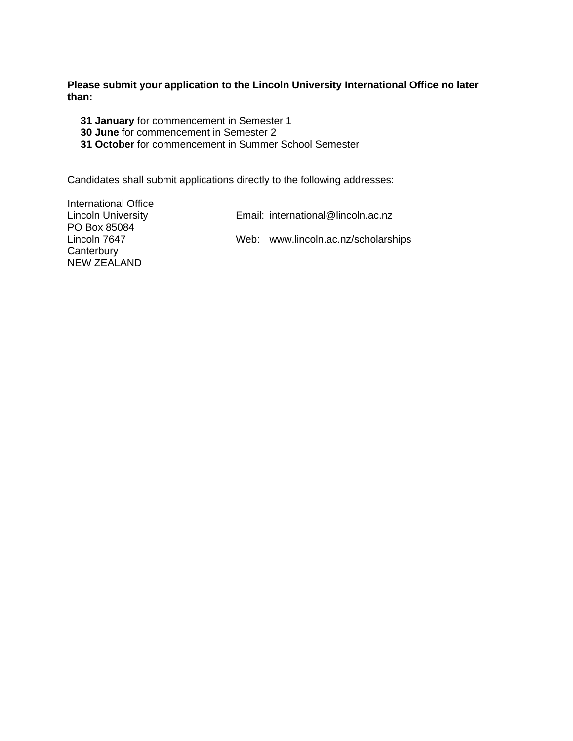**Please submit your application to the Lincoln University International Office no later than:**

- **31 January** for commencement in Semester 1
- **30 June** for commencement in Semester 2
- **31 October** for commencement in Summer School Semester

Candidates shall submit applications directly to the following addresses:

International Office  
Lincoln University  
PO Box 85084  
Lincoln 7647  
Canterbury  
NEW ZEALAND

Email: international@lincoln.ac.nz

Web: www.lincoln.ac.nz/scholarships